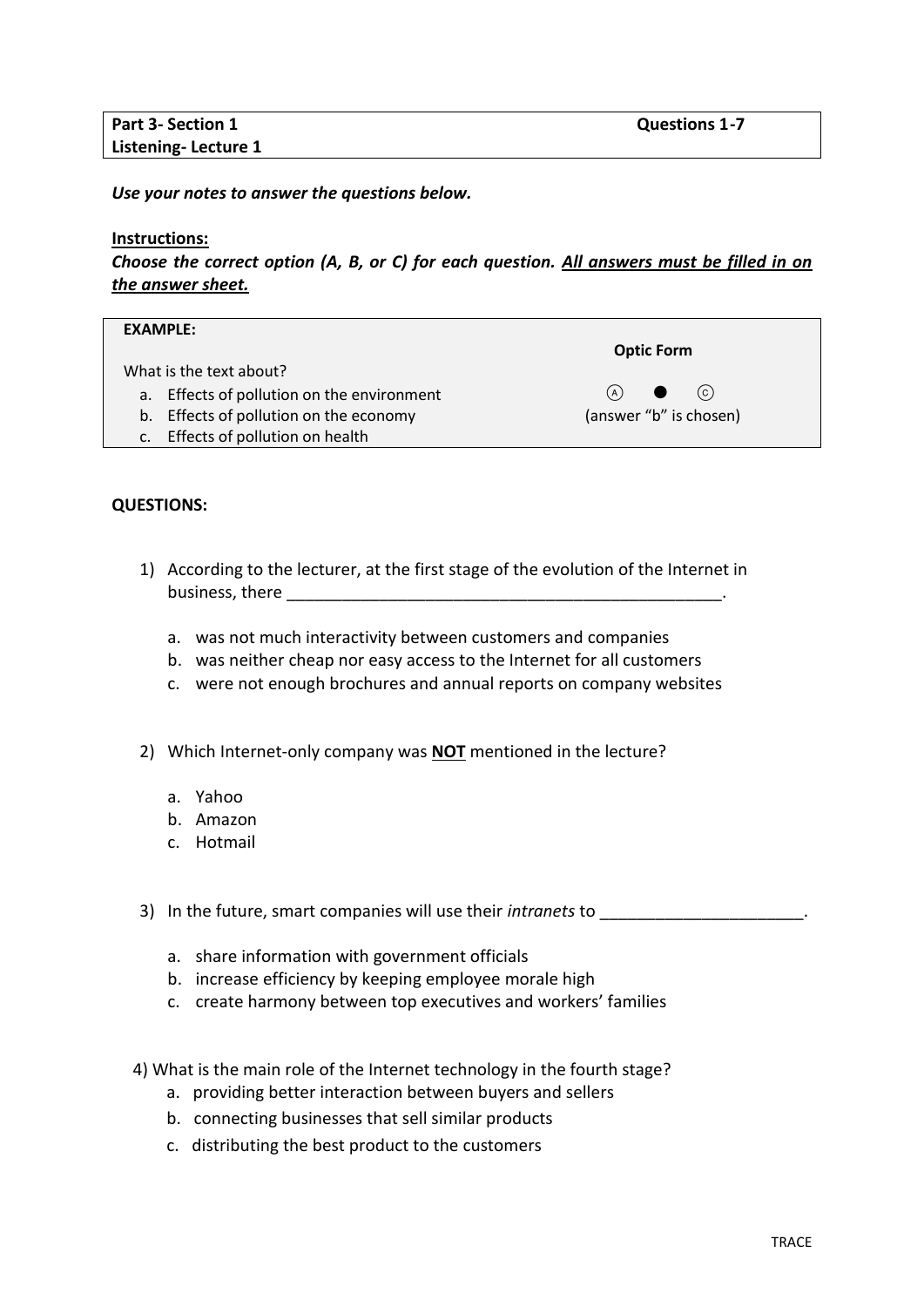| **Part 3- Section 1** | **Questions 1-7** |
|---|---|
| **Listening- Lecture 1** | |

***Use your notes to answer the questions below.***

**Instructions:**

***Choose the correct option (A, B, or C) for each question. All answers must be filled in on the answer sheet.***

**EXAMPLE:**

What is the text about?

a. Effects of pollution on the environment
b. Effects of pollution on the economy
c. Effects of pollution on health

**Optic Form**

Ⓐ ● Ⓒ
(answer "b" is chosen)

**QUESTIONS:**

1) According to the lecturer, at the first stage of the evolution of the Internet in business, there ________________________________________________.

   a. was not much interactivity between customers and companies
   b. was neither cheap nor easy access to the Internet for all customers
   c. were not enough brochures and annual reports on company websites

2) Which Internet-only company was **NOT** mentioned in the lecture?

   a. Yahoo
   b. Amazon
   c. Hotmail

3) In the future, smart companies will use their *intranets* to ______________________.

   a. share information with government officials
   b. increase efficiency by keeping employee morale high
   c. create harmony between top executives and workers' families

4) What is the main role of the Internet technology in the fourth stage?

   a. providing better interaction between buyers and sellers
   b. connecting businesses that sell similar products
   c. distributing the best product to the customers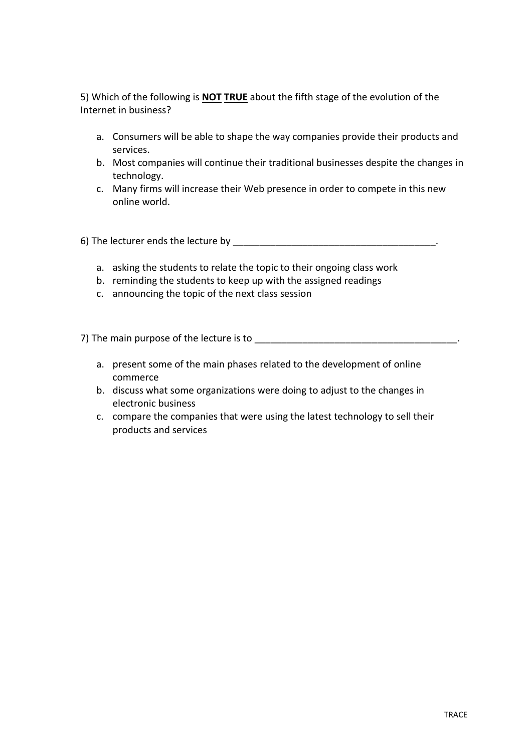5) Which of the following is **<u>NOT</u>** **<u>TRUE</u>** about the fifth stage of the evolution of the Internet in business?

a. Consumers will be able to shape the way companies provide their products and services.
b. Most companies will continue their traditional businesses despite the changes in technology.
c. Many firms will increase their Web presence in order to compete in this new online world.

6) The lecturer ends the lecture by _______________________________________.

a. asking the students to relate the topic to their ongoing class work
b. reminding the students to keep up with the assigned readings
c. announcing the topic of the next class session

7) The main purpose of the lecture is to _______________________________________.

a. present some of the main phases related to the development of online commerce
b. discuss what some organizations were doing to adjust to the changes in electronic business
c. compare the companies that were using the latest technology to sell their products and services

TRACE